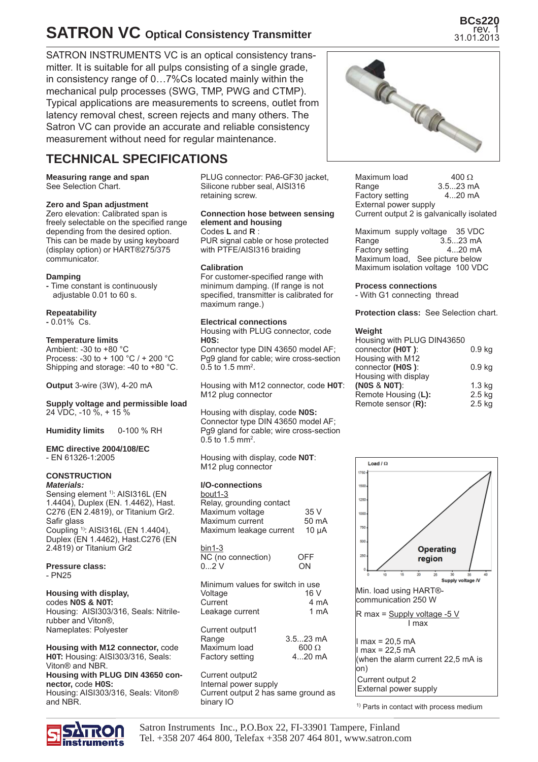# SATRON VC Optical Consistency Transmitter

BCs220
rev. 1
31.01.2013

SATRON INSTRUMENTS VC is an optical consistency transmitter. It is suitable for all pulps consisting of a single grade, in consistency range of 0…7%Cs located mainly within the mechanical pulp processes (SWG, TMP, PWG and CTMP). Typical applications are measurements to screens, outlet from latency removal chest, screen rejects and many others. The Satron VC can provide an accurate and reliable consistency measurement without need for regular maintenance.

## TECHNICAL SPECIFICATIONS

**Measuring range and span**
See Selection Chart.

**Zero and Span adjustment**
Zero elevation: Calibrated span is freely selectable on the specified range depending from the desired option. This can be made by using keyboard (display option) or HART®275/375 communicator.

**Damping**
- Time constant is continuously adjustable 0.01 to 60 s.

**Repeatability**
- 0.01% Cs.

**Temperature limits**
Ambient: -30 to +80 °C
Process: -30 to + 100 °C / + 200 °C
Shipping and storage: -40 to +80 °C.

**Output** 3-wire (3W), 4-20 mA

**Supply voltage and permissible load**
24 VDC, -10 %, + 15 %

**Humidity limits** 0-100 % RH

**EMC directive 2004/108/EC**
- EN 61326-1:2005

**CONSTRUCTION**

***Materials:***
Sensing element [1]: AISI316L (EN 1.4404), Duplex (EN. 1.4462), Hast. C276 (EN 2.4819), or Titanium Gr2. Safir glass
Coupling [1]: AISI316L (EN 1.4404), Duplex (EN 1.4462), Hast.C276 (EN 2.4819) or Titanium Gr2

**Pressure class:**
- PN25

**Housing with display,** codes **N0S & N0T:**
Housing: AISI303/316, Seals: Nitrile-rubber and Viton®,
Nameplates: Polyester

**Housing with M12 connector,** code **H0T:** Housing: AISI303/316, Seals: Viton® and NBR.
**Housing with PLUG DIN 43650 connector,** code **H0S:**
Housing: AISI303/316, Seals: Viton® and NBR.
PLUG connector: PA6-GF30 jacket, Silicone rubber seal, AISI316 retaining screw.

**Connection hose between sensing element and housing**
Codes **L** and **R** :
PUR signal cable or hose protected with PTFE/AISI316 braiding

**Calibration**
For customer-specified range with minimum damping. (If range is not specified, transmitter is calibrated for maximum range.)

**Electrical connections**
Housing with PLUG connector, code **H0S:**
Connector type DIN 43650 model AF; Pg9 gland for cable; wire cross-section 0.5 to 1.5 mm².

Housing with M12 connector, code **H0T**: M12 plug connector

Housing with display, code **N0S:**
Connector type DIN 43650 model AF; Pg9 gland for cable; wire cross-section 0.5 to 1.5 mm².

Housing with display, code **N0T**: M12 plug connector

**I/O-connections**

bout1-3
Relay, grounding contact

| | |
|---|---|
| Maximum voltage | 35 V |
| Maximum current | 50 mA |
| Maximum leakage current | 10 µA |

bin1-3

| | |
|---|---|
| NC (no connection) | OFF |
| 0...2 V | ON |

Minimum values for switch in use

| | |
|---|---|
| Voltage | 16 V |
| Current | 4 mA |
| Leakage current | 1 mA |

Current output1

| | |
|---|---|
| Range | 3.5...23 mA |
| Maximum load | 600 Ω |
| Factory setting | 4...20 mA |

Current output2
Internal power supply
Current output 2 has same ground as binary IO

| | |
|---|---|
| Maximum load | 400 Ω |
| Range | 3.5...23 mA |
| Factory setting | 4...20 mA |

External power supply
Current output 2 is galvanically isolated

| | |
|---|---|
| Maximum supply voltage | 35 VDC |
| Range | 3.5...23 mA |
| Factory setting | 4...20 mA |
| Maximum load, | See picture below |
| Maximum isolation voltage | 100 VDC |

**Process connections**
- With G1 connecting thread

**Protection class:** See Selection chart.

**Weight**

| | |
|---|---|
| Housing with PLUG DIN43650 connector **(H0T )**: | 0.9 kg |
| Housing with M12 connector **(H0S )**: | 0.9 kg |
| Housing with display **(N0S & N0T)**: | 1.3 kg |
| Remote Housing (**L**): | 2.5 kg |
| Remote sensor (**R**): | 2.5 kg |

Min. load using HART®-communication 250 W

$$R\ max = \frac{\text{Supply voltage} - 5\ V}{I\ max}$$

I max = 20,5 mA
I max = 22,5 mA
(when the alarm current 22,5 mA is on)
Current output 2
External power supply

[1] Parts in contact with process medium

Satron Instruments Inc., P.O.Box 22, FI-33901 Tampere, Finland
Tel. +358 207 464 800, Telefax +358 207 464 801, www.satron.com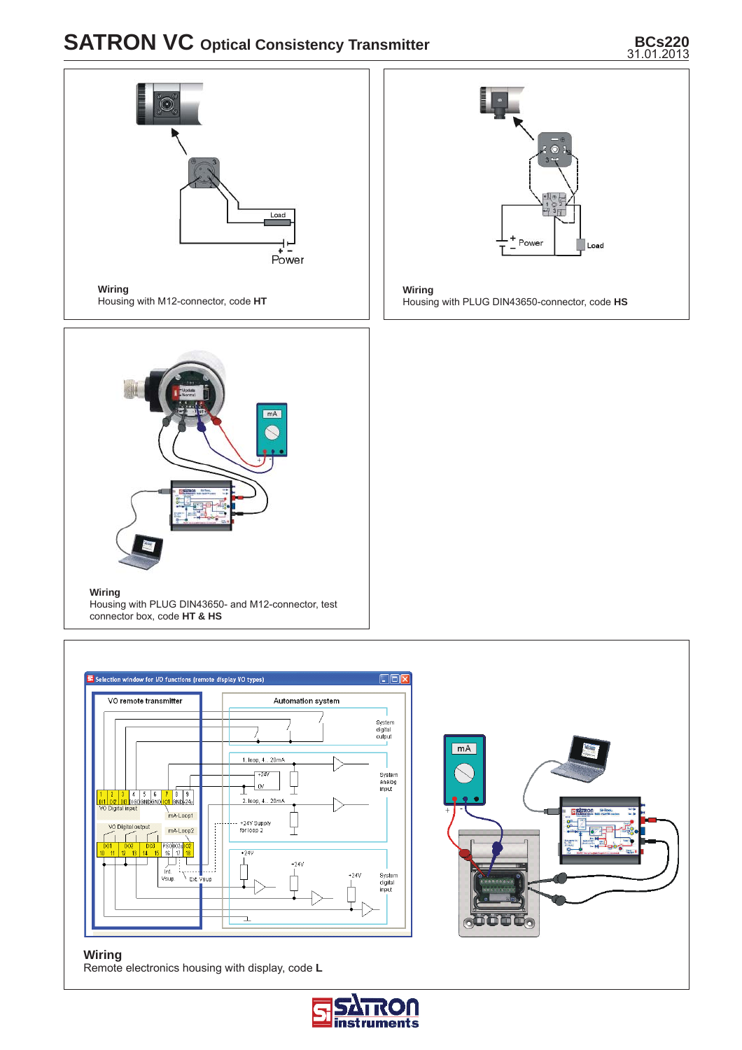**Wiring**
Housing with M12-connector, code **HT**

**Wiring**
Housing with PLUG DIN43650-connector, code **HS**

**Wiring**
Housing with PLUG DIN43650- and M12-connector, test connector box, code **HT & HS**

**Wiring**
Remote electronics housing with display, code **L**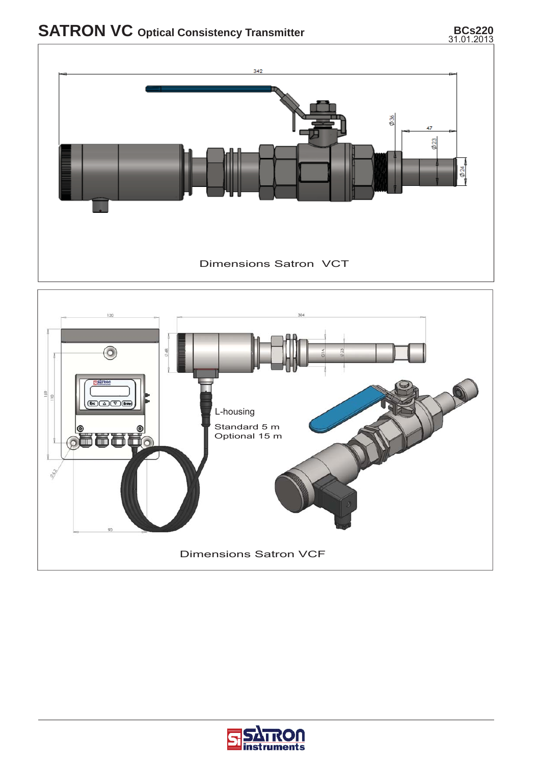Dimensions Satron VCT

L-housing

Standard 5 m
Optional 15 m

Dimensions Satron VCF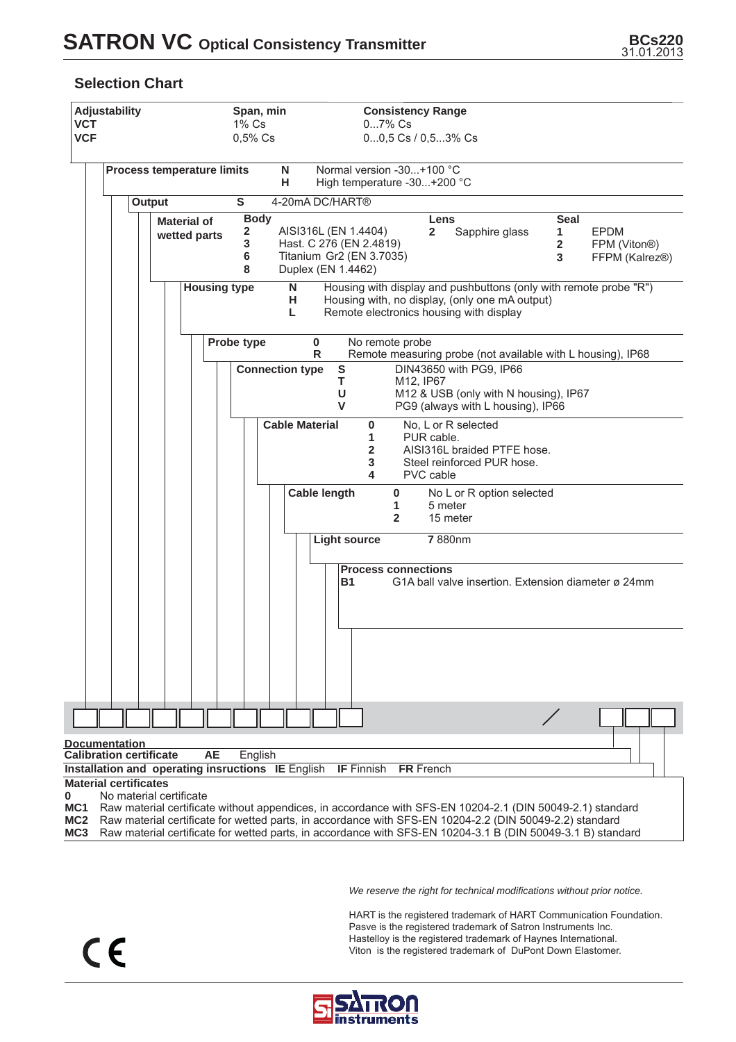## Selection Chart

| Adjustability | Span, min | Consistency Range |
|---|---|---|
| VCT | 1% Cs | 0...7% Cs |
| VCF | 0,5% Cs | 0...0,5 Cs / 0,5...3% Cs |

**Process temperature limits**
- **N** Normal version -30...+100 °C
- **H** High temperature -30...+200 °C

**Output**
- **S** 4-20mA DC/HART®

**Material of wetted parts**

| Body | | Lens | | Seal | |
|---|---|---|---|---|---|
| 2 | AISI316L (EN 1.4404) | 2 | Sapphire glass | 1 | EPDM |
| 3 | Hast. C 276 (EN 2.4819) | | | 2 | FPM (Viton®) |
| 6 | Titanium Gr2 (EN 3.7035) | | | 3 | FFPM (Kalrez®) |
| 8 | Duplex (EN 1.4462) | | | | |

**Housing type**
- **N** Housing with display and pushbuttons (only with remote probe "R")
- **H** Housing with, no display, (only one mA output)
- **L** Remote electronics housing with display

**Probe type**
- **0** No remote probe
- **R** Remote measuring probe (not available with L housing), IP68

**Connection type**
- **S** DIN43650 with PG9, IP66
- **T** M12, IP67
- **U** M12 & USB (only with N housing), IP67
- **V** PG9 (always with L housing), IP66

**Cable Material**
- **0** No, L or R selected
- **1** PUR cable.
- **2** AISI316L braided PTFE hose.
- **3** Steel reinforced PUR hose.
- **4** PVC cable

**Cable length**
- **0** No L or R option selected
- **1** 5 meter
- **2** 15 meter

**Light source**
- **7** 880nm

**Process connections**
- **B1** G1A ball valve insertion. Extension diameter ø 24mm

| | | | | | | | | | | | / | | | |

**Documentation**

**Calibration certificate** **AE** English

**Installation and operating insructions** **IE** English **IF** Finnish **FR** French

**Material certificates**
- **0** No material certificate
- **MC1** Raw material certificate without appendices, in accordance with SFS-EN 10204-2.1 (DIN 50049-2.1) standard
- **MC2** Raw material certificate for wetted parts, in accordance with SFS-EN 10204-2.2 (DIN 50049-2.2) standard
- **MC3** Raw material certificate for wetted parts, in accordance with SFS-EN 10204-3.1 B (DIN 50049-3.1 B) standard

*We reserve the right for technical modifications without prior notice.*

HART is the registered trademark of HART Communication Foundation.
Pasve is the registered trademark of Satron Instruments Inc.
Hastelloy is the registered trademark of Haynes International.
Viton is the registered trademark of DuPont Down Elastomer.

CE

SATRON instruments